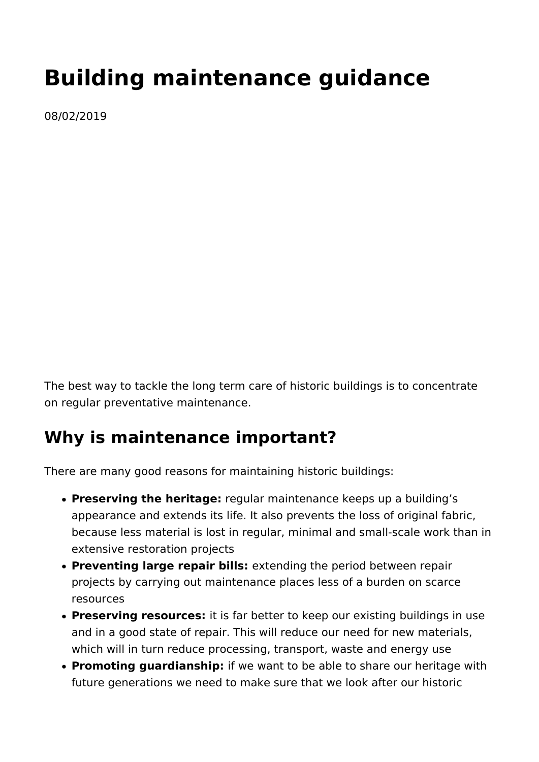# Building maintenance guidance

08/02/2019

The best way to tackle the long term care of historic buildings is to concentrate on regular preventative maintenance.

## Why is maintenance important?

There are many good reasons for maintaining historic buildings:

- **Preserving the heritage:** regular maintenance keeps up a building's appearance and extends its life. It also prevents the loss of original fabric, because less material is lost in regular, minimal and small-scale work than in extensive restoration projects
- **Preventing large repair bills:** extending the period between repair projects by carrying out maintenance places less of a burden on scarce resources
- **Preserving resources:** it is far better to keep our existing buildings in use and in a good state of repair. This will reduce our need for new materials, which will in turn reduce processing, transport, waste and energy use
- **Promoting guardianship:** if we want to be able to share our heritage with future generations we need to make sure that we look after our historic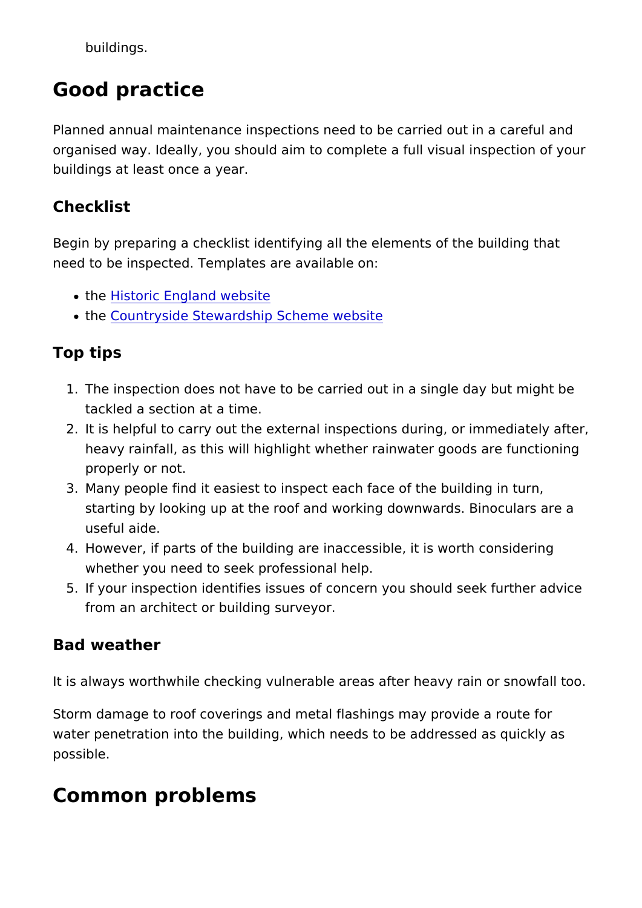buildings.

## Good practice

Planned annual maintenance inspections need to be carried out in a careful and organised way. Ideally, you should aim to complete a full visual inspection of your buildings at least once a year.

### Checklist

Begin by preparing a checklist identifying all the elements of the building that need to be inspected. Templates are available on:

- the Historic England website
- the Countryside Stewardship Scheme website

### Top tips

1. The inspection does not have to be carried out in a single day but might be tackled a section at a time.
2. It is helpful to carry out the external inspections during, or immediately after, heavy rainfall, as this will highlight whether rainwater goods are functioning properly or not.
3. Many people find it easiest to inspect each face of the building in turn, starting by looking up at the roof and working downwards. Binoculars are a useful aide.
4. However, if parts of the building are inaccessible, it is worth considering whether you need to seek professional help.
5. If your inspection identifies issues of concern you should seek further advice from an architect or building surveyor.

### Bad weather

It is always worthwhile checking vulnerable areas after heavy rain or snowfall too.

Storm damage to roof coverings and metal flashings may provide a route for water penetration into the building, which needs to be addressed as quickly as possible.

## Common problems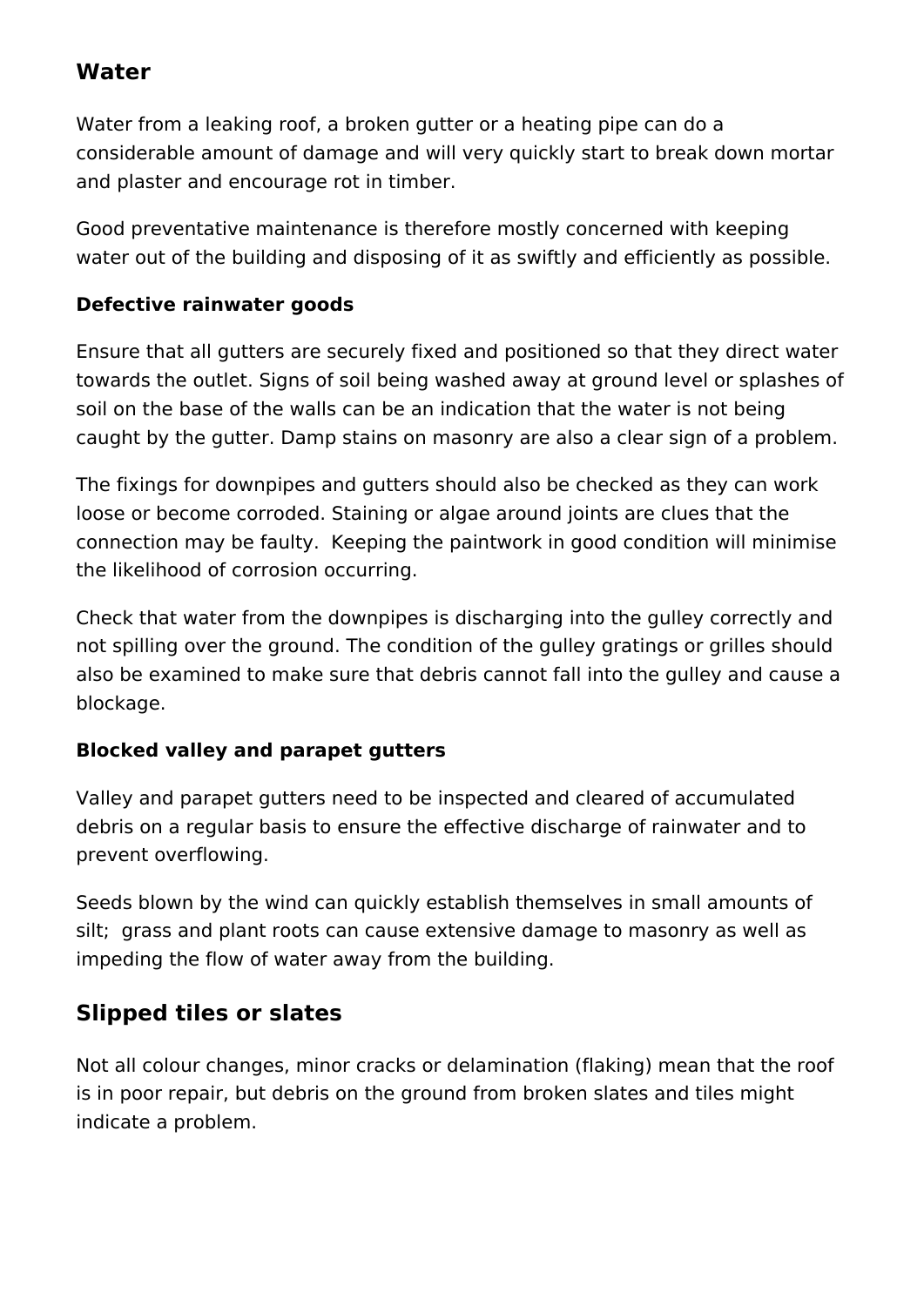## Water

Water from a leaking roof, a broken gutter or a heating pipe can do a considerable amount of damage and will very quickly start to break down mortar and plaster and encourage rot in timber.

Good preventative maintenance is therefore mostly concerned with keeping water out of the building and disposing of it as swiftly and efficiently as possible.

### Defective rainwater goods

Ensure that all gutters are securely fixed and positioned so that they direct water towards the outlet. Signs of soil being washed away at ground level or splashes of soil on the base of the walls can be an indication that the water is not being caught by the gutter. Damp stains on masonry are also a clear sign of a problem.

The fixings for downpipes and gutters should also be checked as they can work loose or become corroded. Staining or algae around joints are clues that the connection may be faulty. Keeping the paintwork in good condition will minimise the likelihood of corrosion occurring.

Check that water from the downpipes is discharging into the gulley correctly and not spilling over the ground. The condition of the gulley gratings or grilles should also be examined to make sure that debris cannot fall into the gulley and cause a blockage.

### Blocked valley and parapet gutters

Valley and parapet gutters need to be inspected and cleared of accumulated debris on a regular basis to ensure the effective discharge of rainwater and to prevent overflowing.

Seeds blown by the wind can quickly establish themselves in small amounts of silt; grass and plant roots can cause extensive damage to masonry as well as impeding the flow of water away from the building.

## Slipped tiles or slates

Not all colour changes, minor cracks or delamination (flaking) mean that the roof is in poor repair, but debris on the ground from broken slates and tiles might indicate a problem.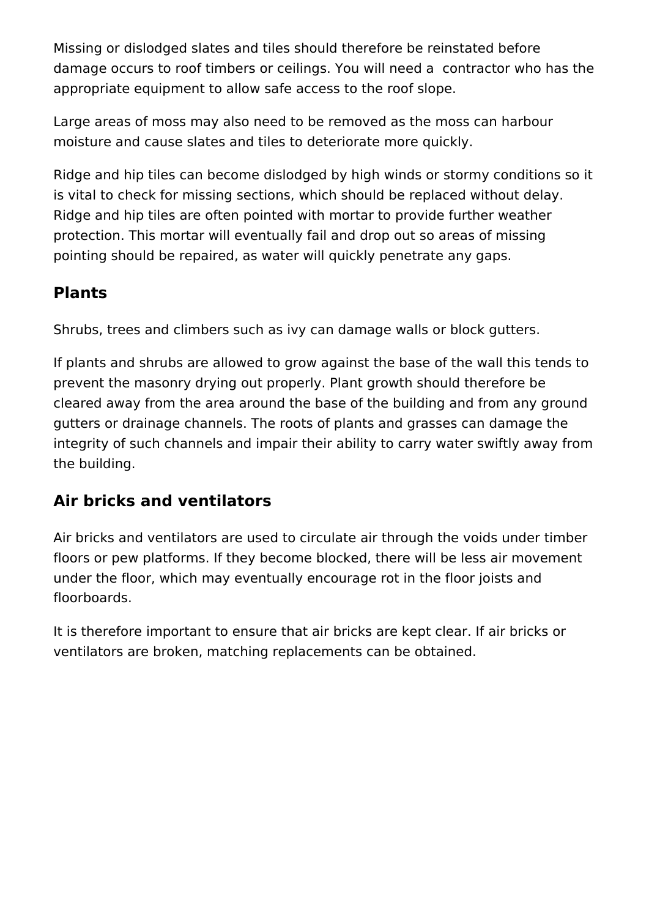Missing or dislodged slates and tiles should therefore be reinstated before damage occurs to roof timbers or ceilings. You will need a contractor who has the appropriate equipment to allow safe access to the roof slope.

Large areas of moss may also need to be removed as the moss can harbour moisture and cause slates and tiles to deteriorate more quickly.

Ridge and hip tiles can become dislodged by high winds or stormy conditions so it is vital to check for missing sections, which should be replaced without delay. Ridge and hip tiles are often pointed with mortar to provide further weather protection. This mortar will eventually fail and drop out so areas of missing pointing should be repaired, as water will quickly penetrate any gaps.

## Plants

Shrubs, trees and climbers such as ivy can damage walls or block gutters.

If plants and shrubs are allowed to grow against the base of the wall this tends to prevent the masonry drying out properly. Plant growth should therefore be cleared away from the area around the base of the building and from any ground gutters or drainage channels. The roots of plants and grasses can damage the integrity of such channels and impair their ability to carry water swiftly away from the building.

## Air bricks and ventilators

Air bricks and ventilators are used to circulate air through the voids under timber floors or pew platforms. If they become blocked, there will be less air movement under the floor, which may eventually encourage rot in the floor joists and floorboards.

It is therefore important to ensure that air bricks are kept clear. If air bricks or ventilators are broken, matching replacements can be obtained.